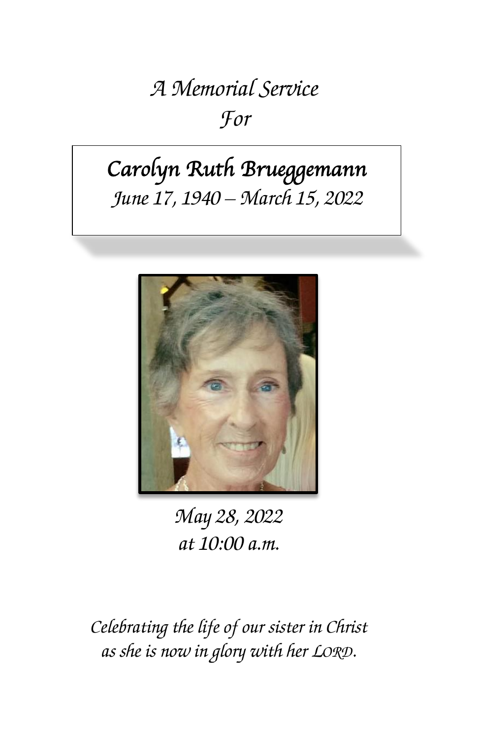*A Memorial Service*
*For*

# *Carolyn Ruth Brueggemann*

*June 17, 1940 – March 15, 2022*

*May 28, 2022*
*at 10:00 a.m.*

*Celebrating the life of our sister in Christ*
*as she is now in glory with her LORD.*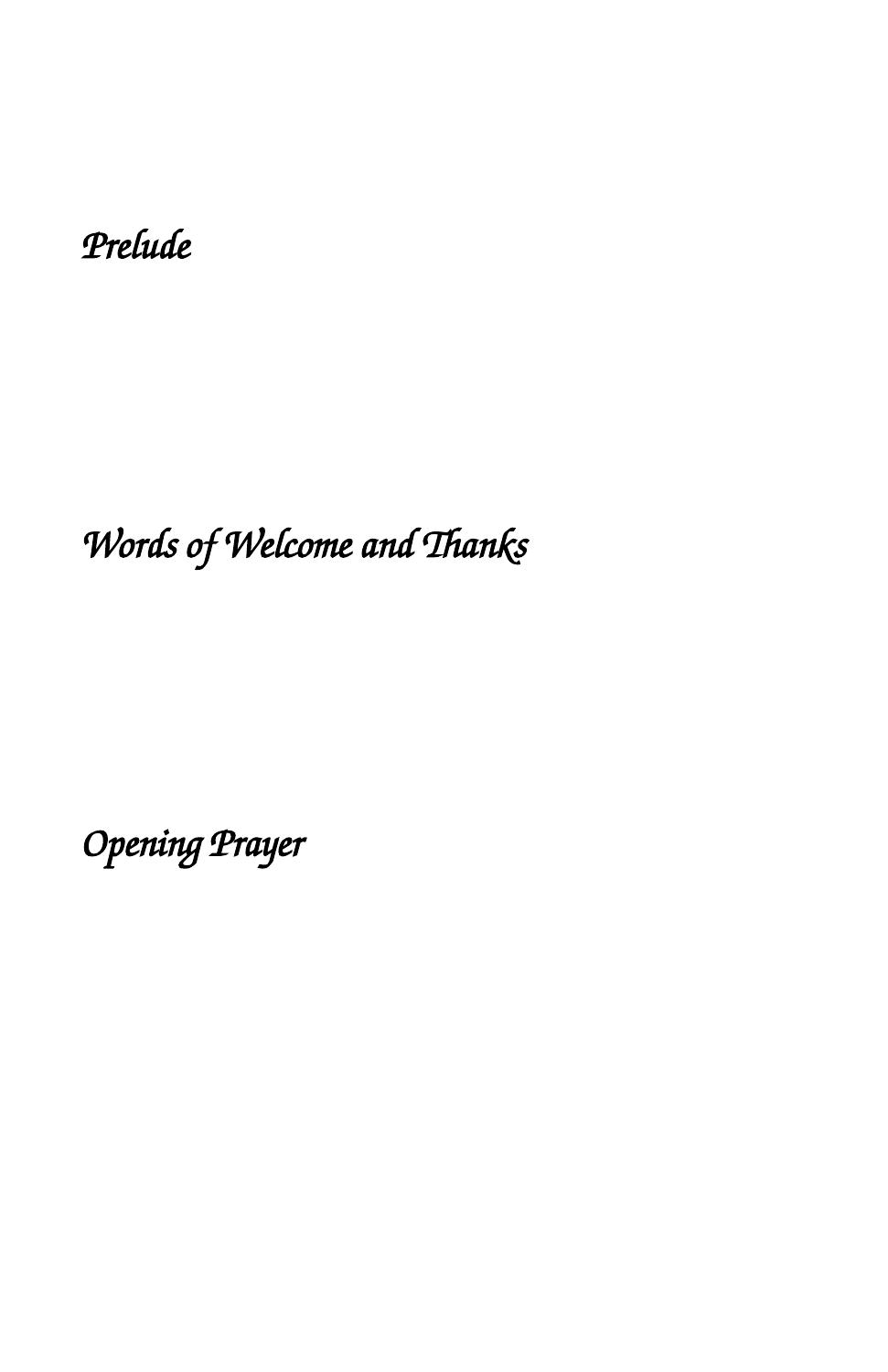*Prelude*

*Words of Welcome and Thanks*

*Opening Prayer*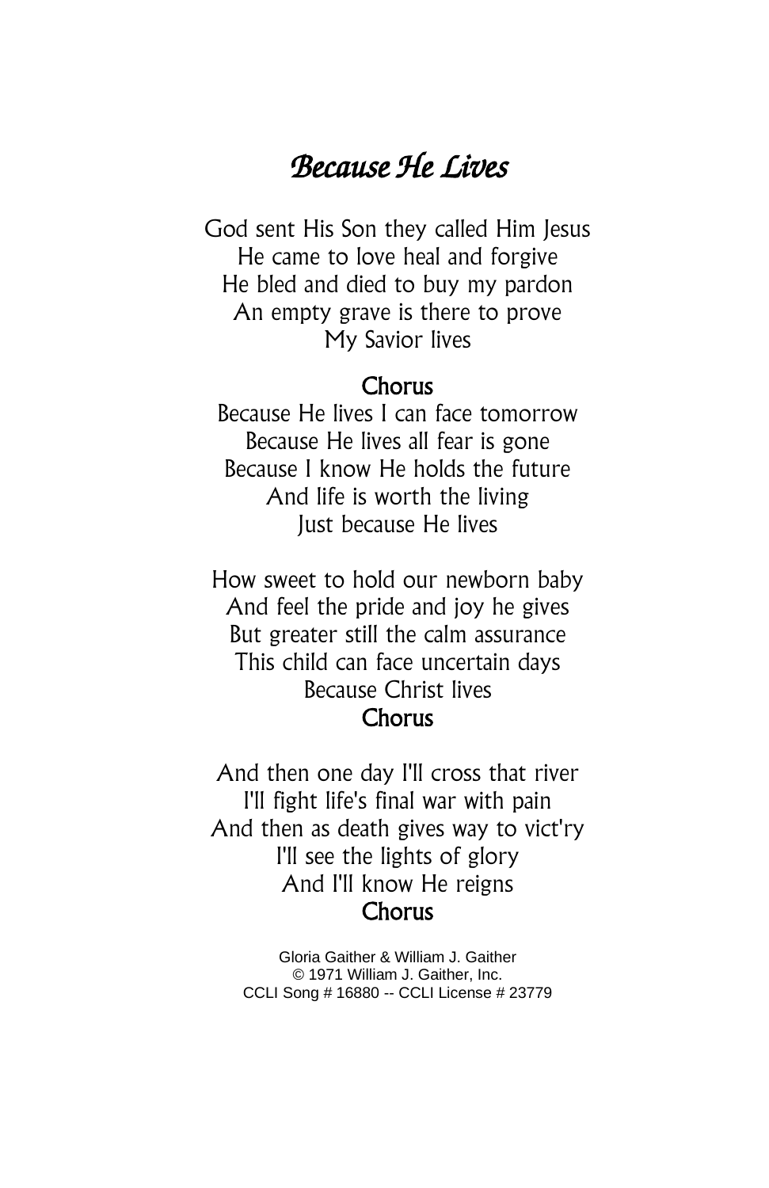# *Because He Lives*

God sent His Son they called Him Jesus
He came to love heal and forgive
He bled and died to buy my pardon
An empty grave is there to prove
My Savior lives

**Chorus**
Because He lives I can face tomorrow
Because He lives all fear is gone
Because I know He holds the future
And life is worth the living
Just because He lives

How sweet to hold our newborn baby
And feel the pride and joy he gives
But greater still the calm assurance
This child can face uncertain days
Because Christ lives
**Chorus**

And then one day I'll cross that river
I'll fight life's final war with pain
And then as death gives way to vict'ry
I'll see the lights of glory
And I'll know He reigns
**Chorus**

Gloria Gaither & William J. Gaither
© 1971 William J. Gaither, Inc.
CCLI Song # 16880 -- CCLI License # 23779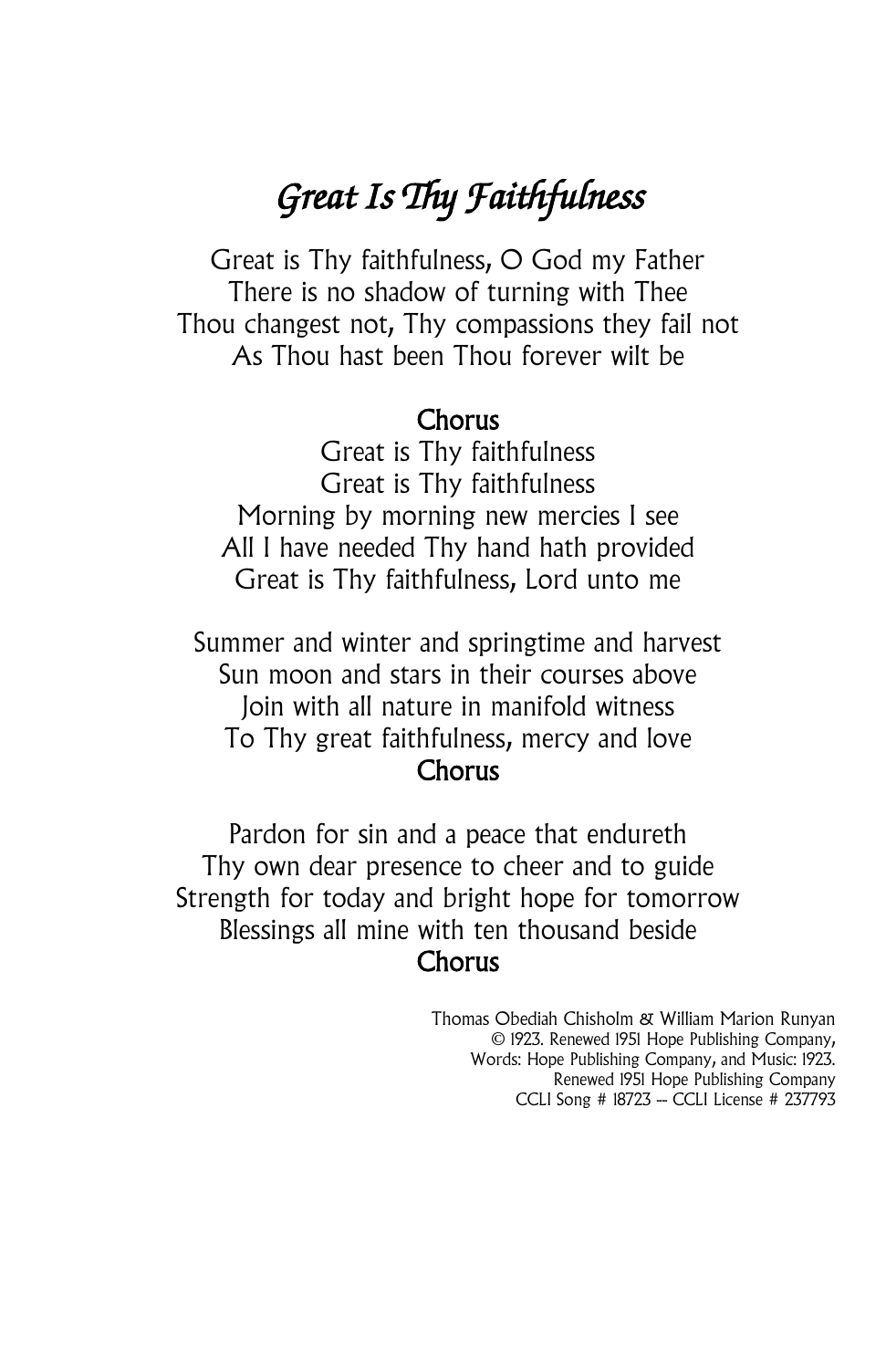# *Great Is Thy Faithfulness*

Great is Thy faithfulness, O God my Father
There is no shadow of turning with Thee
Thou changest not, Thy compassions they fail not
As Thou hast been Thou forever wilt be

**Chorus**
Great is Thy faithfulness
Great is Thy faithfulness
Morning by morning new mercies I see
All I have needed Thy hand hath provided
Great is Thy faithfulness, Lord unto me

Summer and winter and springtime and harvest
Sun moon and stars in their courses above
Join with all nature in manifold witness
To Thy great faithfulness, mercy and love
**Chorus**

Pardon for sin and a peace that endureth
Thy own dear presence to cheer and to guide
Strength for today and bright hope for tomorrow
Blessings all mine with ten thousand beside
**Chorus**

Thomas Obediah Chisholm & William Marion Runyan
© 1923. Renewed 1951 Hope Publishing Company,
Words: Hope Publishing Company, and Music: 1923.
Renewed 1951 Hope Publishing Company
CCLI Song # 18723 -- CCLI License # 237793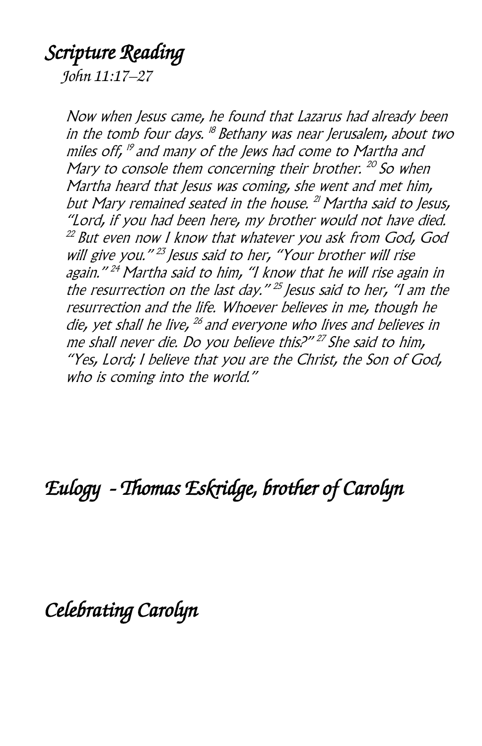## *Scripture Reading*

*John 11:17–27*

*Now when Jesus came, he found that Lazarus had already been in the tomb four days. [18] Bethany was near Jerusalem, about two miles off, [19] and many of the Jews had come to Martha and Mary to console them concerning their brother. [20] So when Martha heard that Jesus was coming, she went and met him, but Mary remained seated in the house. [21] Martha said to Jesus, "Lord, if you had been here, my brother would not have died. [22] But even now I know that whatever you ask from God, God will give you." [23] Jesus said to her, "Your brother will rise again." [24] Martha said to him, "I know that he will rise again in the resurrection on the last day." [25] Jesus said to her, "I am the resurrection and the life. Whoever believes in me, though he die, yet shall he live, [26] and everyone who lives and believes in me shall never die. Do you believe this?" [27] She said to him, "Yes, Lord; I believe that you are the Christ, the Son of God, who is coming into the world."*

## *Eulogy - Thomas Eskridge, brother of Carolyn*

## *Celebrating Carolyn*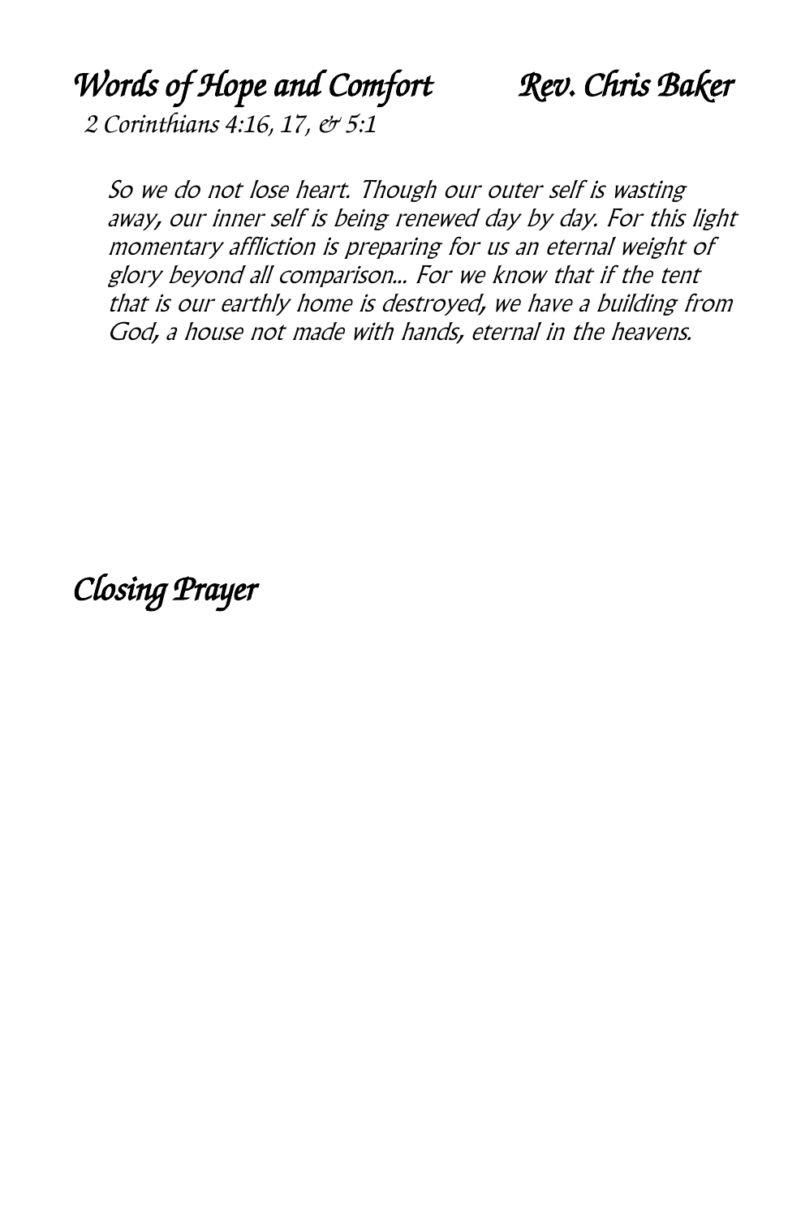## *Words of Hope and Comfort* *Rev. Chris Baker*

*2 Corinthians 4:16, 17, & 5:1*

> So we do not lose heart. Though our outer self is wasting away, our inner self is being renewed day by day. For this light momentary affliction is preparing for us an eternal weight of glory beyond all comparison... For we know that if the tent that is our earthly home is destroyed, we have a building from God, a house not made with hands, eternal in the heavens.

## *Closing Prayer*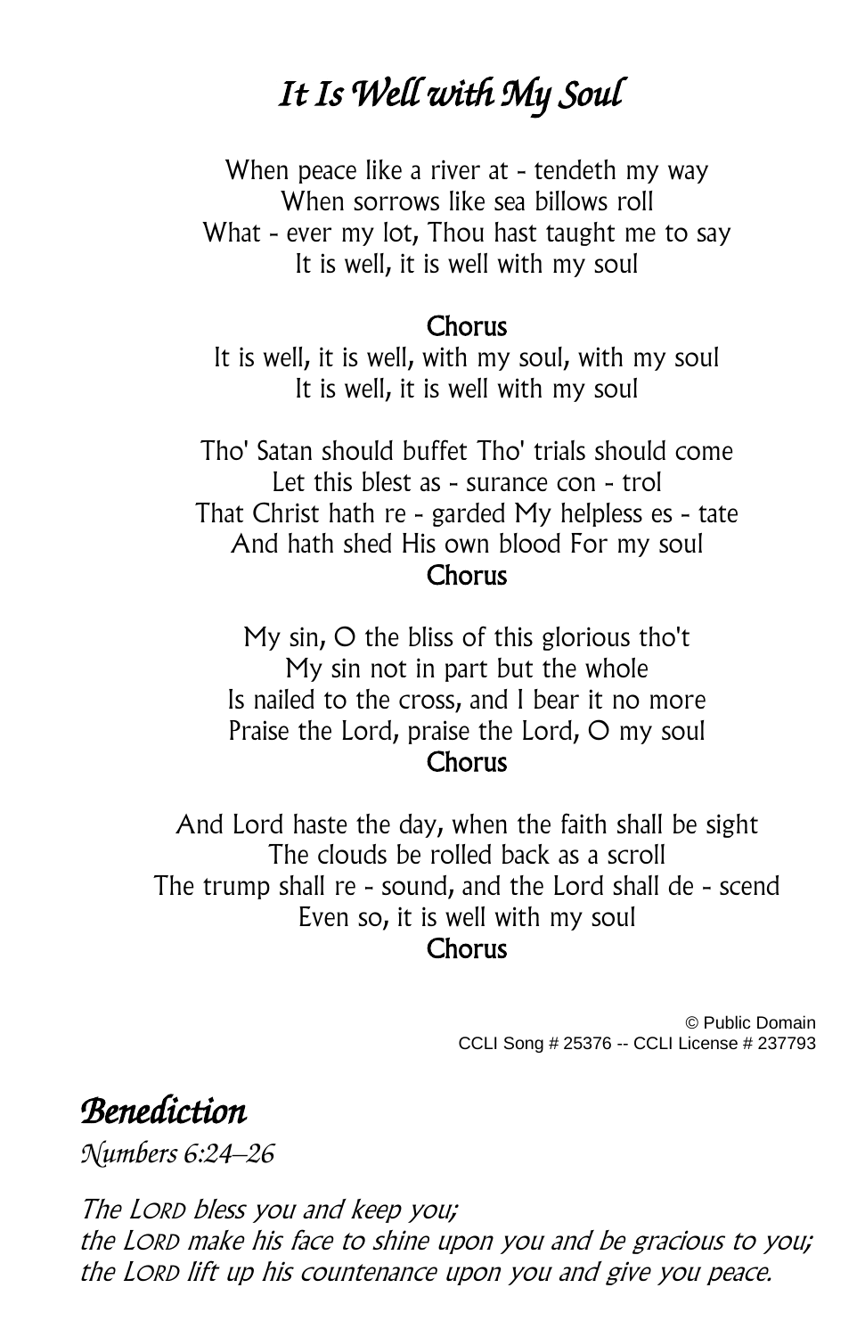# *It Is Well with My Soul*

When peace like a river at - tendeth my way  
When sorrows like sea billows roll  
What - ever my lot, Thou hast taught me to say  
It is well, it is well with my soul

**Chorus**  
It is well, it is well, with my soul, with my soul  
It is well, it is well with my soul

Tho' Satan should buffet Tho' trials should come  
Let this blest as - surance con - trol  
That Christ hath re - garded My helpless es - tate  
And hath shed His own blood For my soul  
**Chorus**

My sin, O the bliss of this glorious tho't  
My sin not in part but the whole  
Is nailed to the cross, and I bear it no more  
Praise the Lord, praise the Lord, O my soul  
**Chorus**

And Lord haste the day, when the faith shall be sight  
The clouds be rolled back as a scroll  
The trump shall re - sound, and the Lord shall de - scend  
Even so, it is well with my soul  
**Chorus**

© Public Domain  
CCLI Song # 25376 -- CCLI License # 237793

## *Benediction*

*Numbers 6:24–26*

*The LORD bless you and keep you;*  
*the LORD make his face to shine upon you and be gracious to you;*  
*the LORD lift up his countenance upon you and give you peace.*